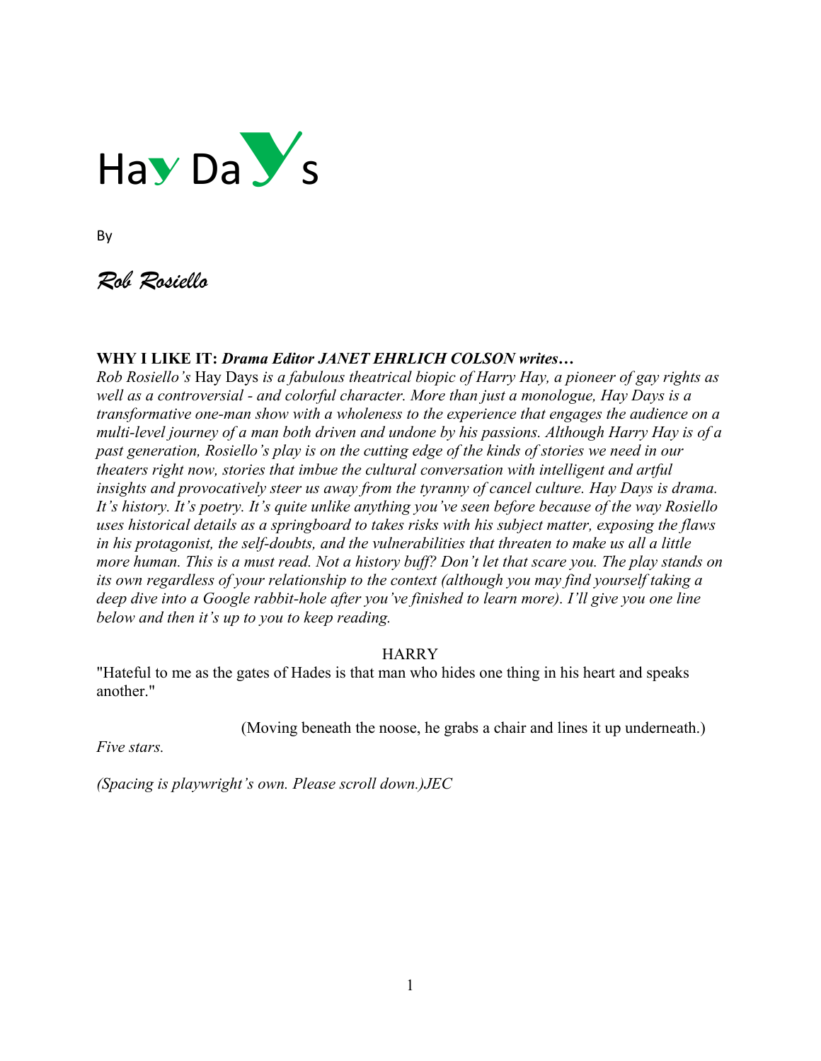# Hay Days

By

*Rob Rosiello*

**WHY I LIKE IT:** ***Drama Editor JANET EHRLICH COLSON writes…***
*Rob Rosiello's* Hay Days *is a fabulous theatrical biopic of Harry Hay, a pioneer of gay rights as well as a controversial - and colorful character. More than just a monologue, Hay Days is a transformative one-man show with a wholeness to the experience that engages the audience on a multi-level journey of a man both driven and undone by his passions. Although Harry Hay is of a past generation, Rosiello's play is on the cutting edge of the kinds of stories we need in our theaters right now, stories that imbue the cultural conversation with intelligent and artful insights and provocatively steer us away from the tyranny of cancel culture. Hay Days is drama. It's history. It's poetry. It's quite unlike anything you've seen before because of the way Rosiello uses historical details as a springboard to takes risks with his subject matter, exposing the flaws in his protagonist, the self-doubts, and the vulnerabilities that threaten to make us all a little more human. This is a must read. Not a history buff? Don't let that scare you. The play stands on its own regardless of your relationship to the context (although you may find yourself taking a deep dive into a Google rabbit-hole after you've finished to learn more). I'll give you one line below and then it's up to you to keep reading.*

HARRY

"Hateful to me as the gates of Hades is that man who hides one thing in his heart and speaks another."

(Moving beneath the noose, he grabs a chair and lines it up underneath.)

*Five stars.*

*(Spacing is playwright's own. Please scroll down.)JEC*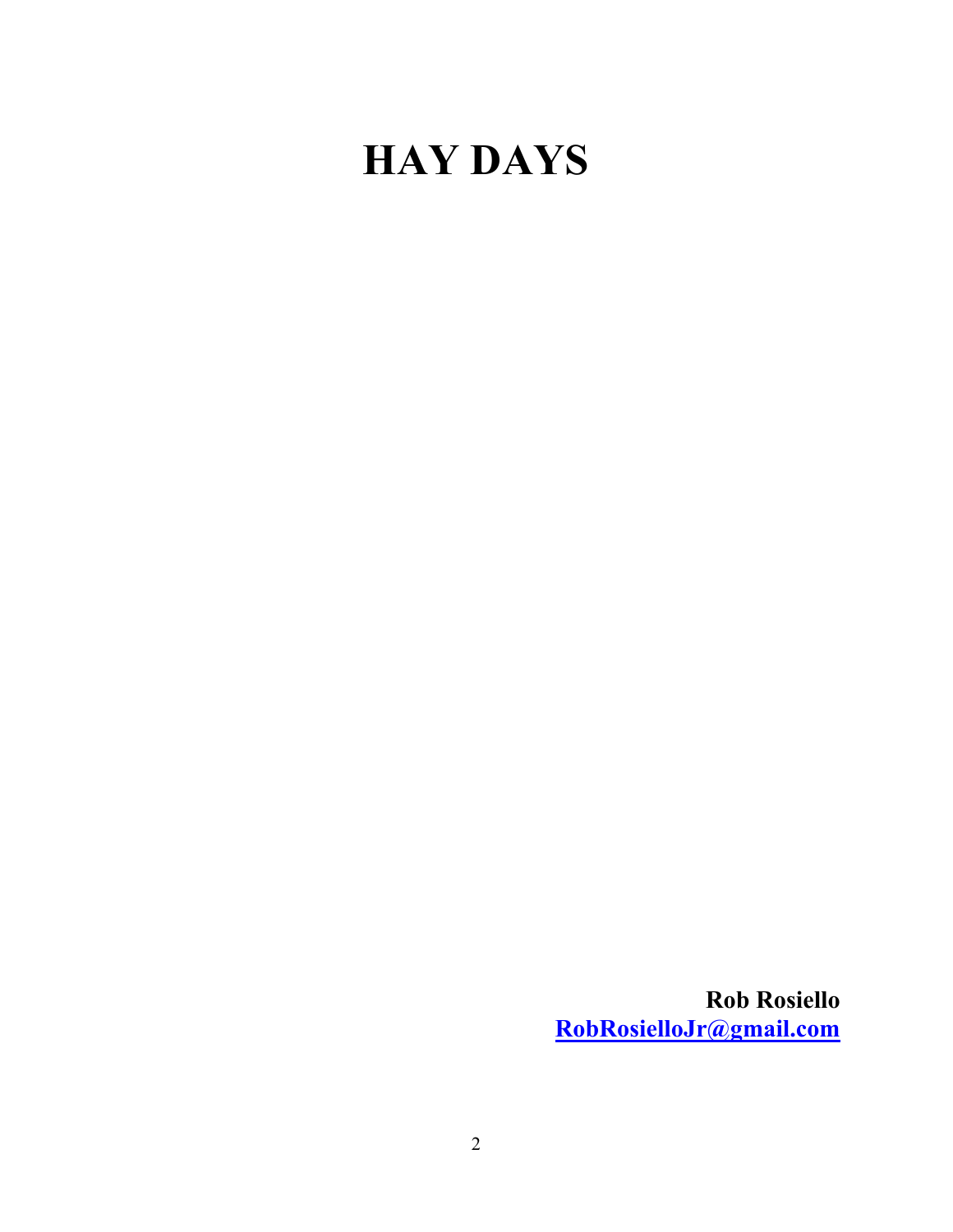# HAY DAYS

**Rob Rosiello**
**[RobRosielloJr@gmail.com](mailto:RobRosielloJr@gmail.com)**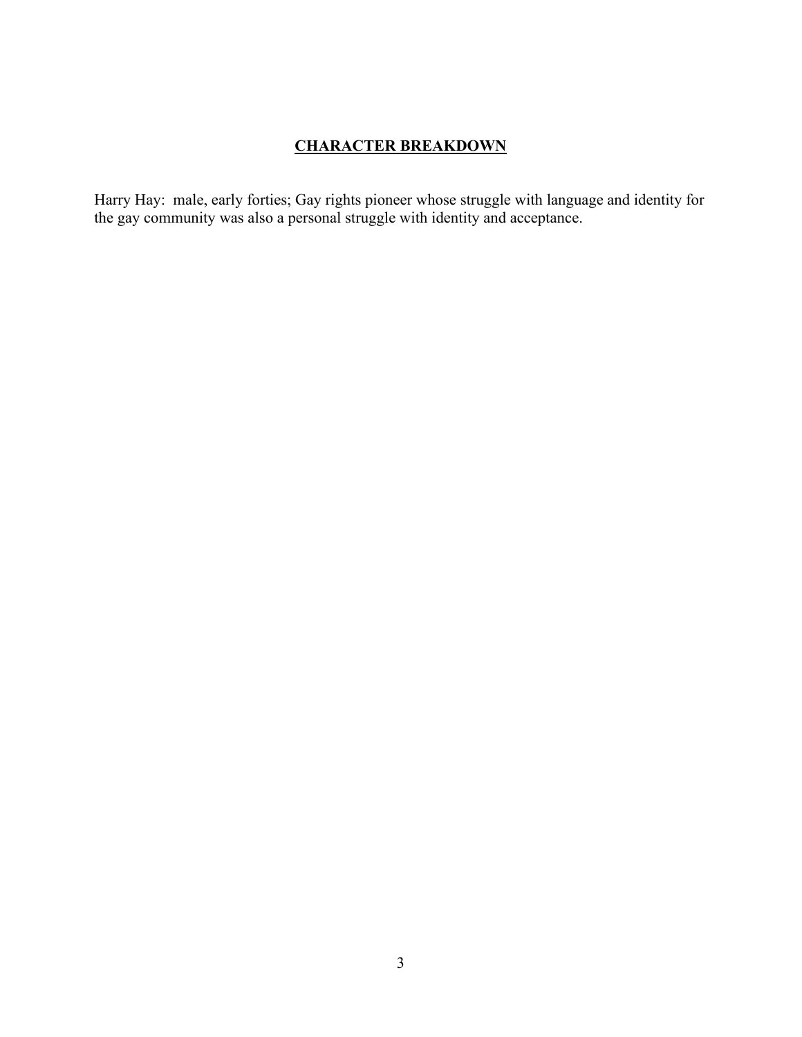## CHARACTER BREAKDOWN

Harry Hay: male, early forties; Gay rights pioneer whose struggle with language and identity for the gay community was also a personal struggle with identity and acceptance.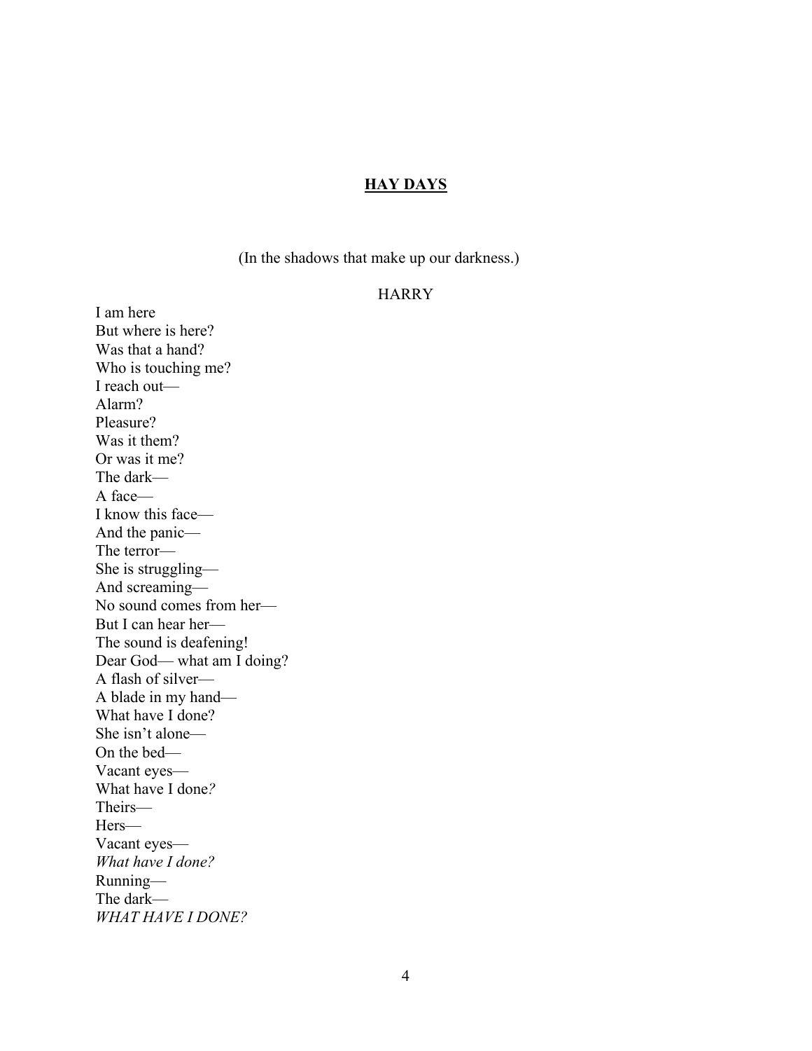# **HAY DAYS**

(In the shadows that make up our darkness.)

HARRY

I am here  
But where is here?  
Was that a hand?  
Who is touching me?  
I reach out—  
Alarm?  
Pleasure?  
Was it them?  
Or was it me?  
The dark—  
A face—  
I know this face—  
And the panic—  
The terror—  
She is struggling—  
And screaming—  
No sound comes from her—  
But I can hear her—  
The sound is deafening!  
Dear God— what am I doing?  
A flash of silver—  
A blade in my hand—  
What have I done?  
She isn't alone—  
On the bed—  
Vacant eyes—  
What have I done*?*  
Theirs—  
Hers—  
Vacant eyes—  
*What have I done?*  
Running—  
The dark—  
*WHAT HAVE I DONE?*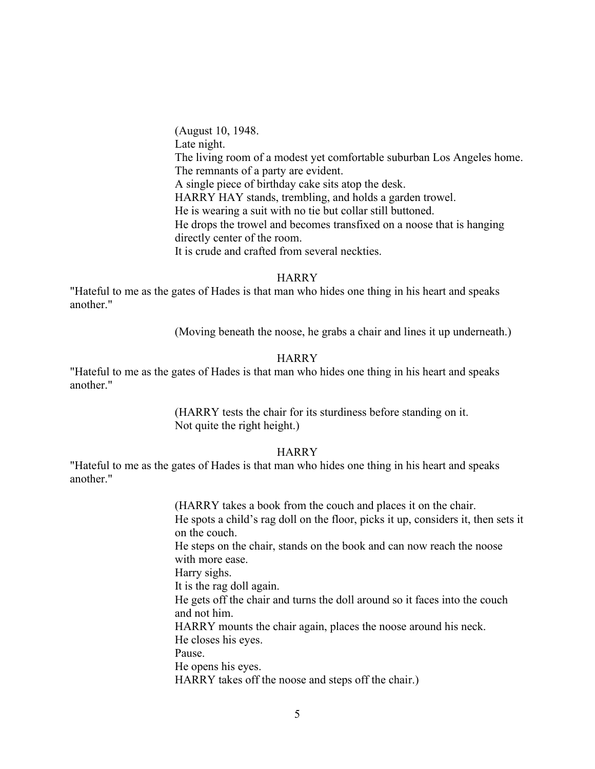(August 10, 1948.
Late night.
The living room of a modest yet comfortable suburban Los Angeles home.
The remnants of a party are evident.
A single piece of birthday cake sits atop the desk.
HARRY HAY stands, trembling, and holds a garden trowel.
He is wearing a suit with no tie but collar still buttoned.
He drops the trowel and becomes transfixed on a noose that is hanging directly center of the room.
It is crude and crafted from several neckties.

HARRY

"Hateful to me as the gates of Hades is that man who hides one thing in his heart and speaks another."

(Moving beneath the noose, he grabs a chair and lines it up underneath.)

HARRY

"Hateful to me as the gates of Hades is that man who hides one thing in his heart and speaks another."

(HARRY tests the chair for its sturdiness before standing on it.
Not quite the right height.)

HARRY

"Hateful to me as the gates of Hades is that man who hides one thing in his heart and speaks another."

(HARRY takes a book from the couch and places it on the chair.
He spots a child's rag doll on the floor, picks it up, considers it, then sets it on the couch.
He steps on the chair, stands on the book and can now reach the noose with more ease.
Harry sighs.
It is the rag doll again.
He gets off the chair and turns the doll around so it faces into the couch and not him.
HARRY mounts the chair again, places the noose around his neck.
He closes his eyes.
Pause.
He opens his eyes.
HARRY takes off the noose and steps off the chair.)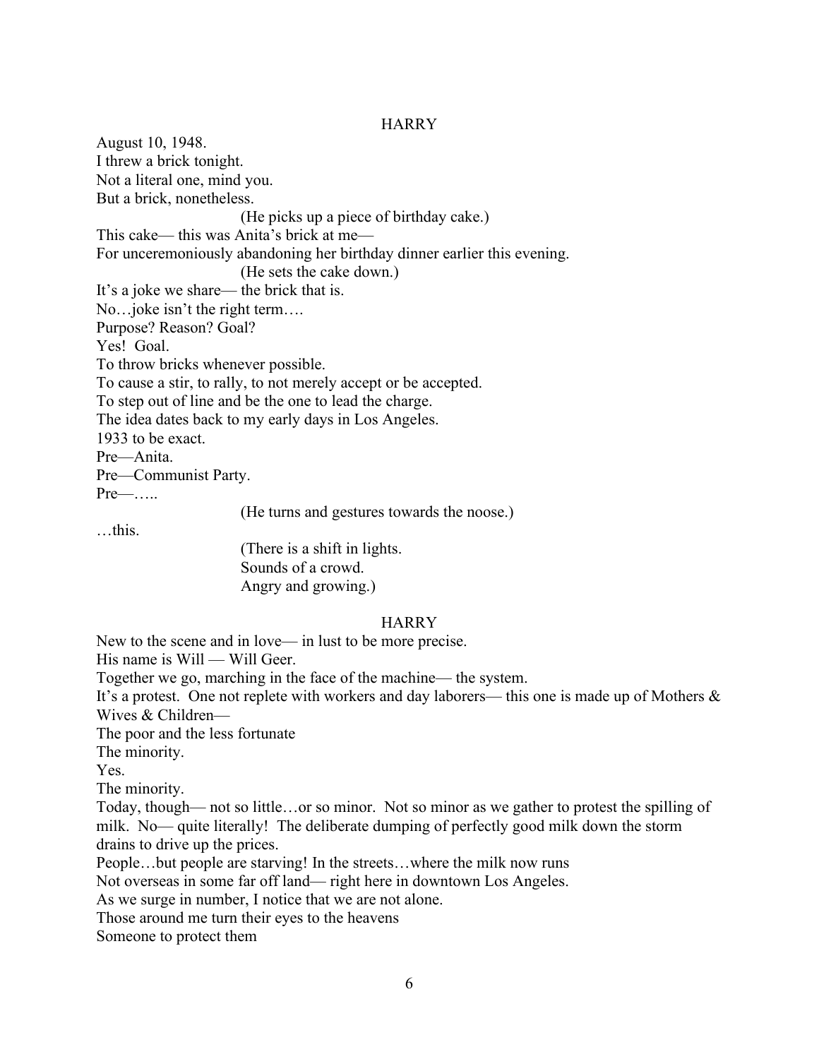HARRY

August 10, 1948.
I threw a brick tonight.
Not a literal one, mind you.
But a brick, nonetheless.

(He picks up a piece of birthday cake.)

This cake— this was Anita's brick at me—
For unceremoniously abandoning her birthday dinner earlier this evening.

(He sets the cake down.)

It's a joke we share— the brick that is.
No…joke isn't the right term….
Purpose? Reason? Goal?
Yes! Goal.
To throw bricks whenever possible.
To cause a stir, to rally, to not merely accept or be accepted.
To step out of line and be the one to lead the charge.
The idea dates back to my early days in Los Angeles.
1933 to be exact.
Pre—Anita.
Pre—Communist Party.
Pre—…..

(He turns and gestures towards the noose.)

…this.

(There is a shift in lights.
Sounds of a crowd.
Angry and growing.)

HARRY

New to the scene and in love— in lust to be more precise.
His name is Will — Will Geer.
Together we go, marching in the face of the machine— the system.
It's a protest. One not replete with workers and day laborers— this one is made up of Mothers & Wives & Children—
The poor and the less fortunate
The minority.
Yes.
The minority.
Today, though— not so little…or so minor. Not so minor as we gather to protest the spilling of milk. No— quite literally! The deliberate dumping of perfectly good milk down the storm drains to drive up the prices.
People…but people are starving! In the streets…where the milk now runs
Not overseas in some far off land— right here in downtown Los Angeles.
As we surge in number, I notice that we are not alone.
Those around me turn their eyes to the heavens
Someone to protect them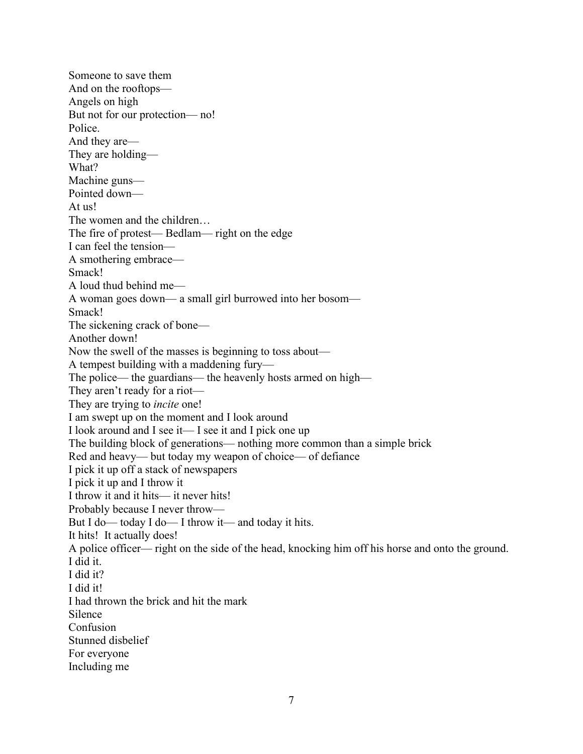Someone to save them
And on the rooftops—
Angels on high
But not for our protection— no!
Police.
And they are—
They are holding—
What?
Machine guns—
Pointed down—
At us!
The women and the children…
The fire of protest— Bedlam— right on the edge
I can feel the tension—
A smothering embrace—
Smack!
A loud thud behind me—
A woman goes down— a small girl burrowed into her bosom—
Smack!
The sickening crack of bone—
Another down!
Now the swell of the masses is beginning to toss about—
A tempest building with a maddening fury—
The police— the guardians— the heavenly hosts armed on high—
They aren't ready for a riot—
They are trying to *incite* one!
I am swept up on the moment and I look around
I look around and I see it— I see it and I pick one up
The building block of generations— nothing more common than a simple brick
Red and heavy— but today my weapon of choice— of defiance
I pick it up off a stack of newspapers
I pick it up and I throw it
I throw it and it hits— it never hits!
Probably because I never throw—
But I do— today I do— I throw it— and today it hits.
It hits! It actually does!
A police officer— right on the side of the head, knocking him off his horse and onto the ground.
I did it.
I did it?
I did it!
I had thrown the brick and hit the mark
Silence
Confusion
Stunned disbelief
For everyone
Including me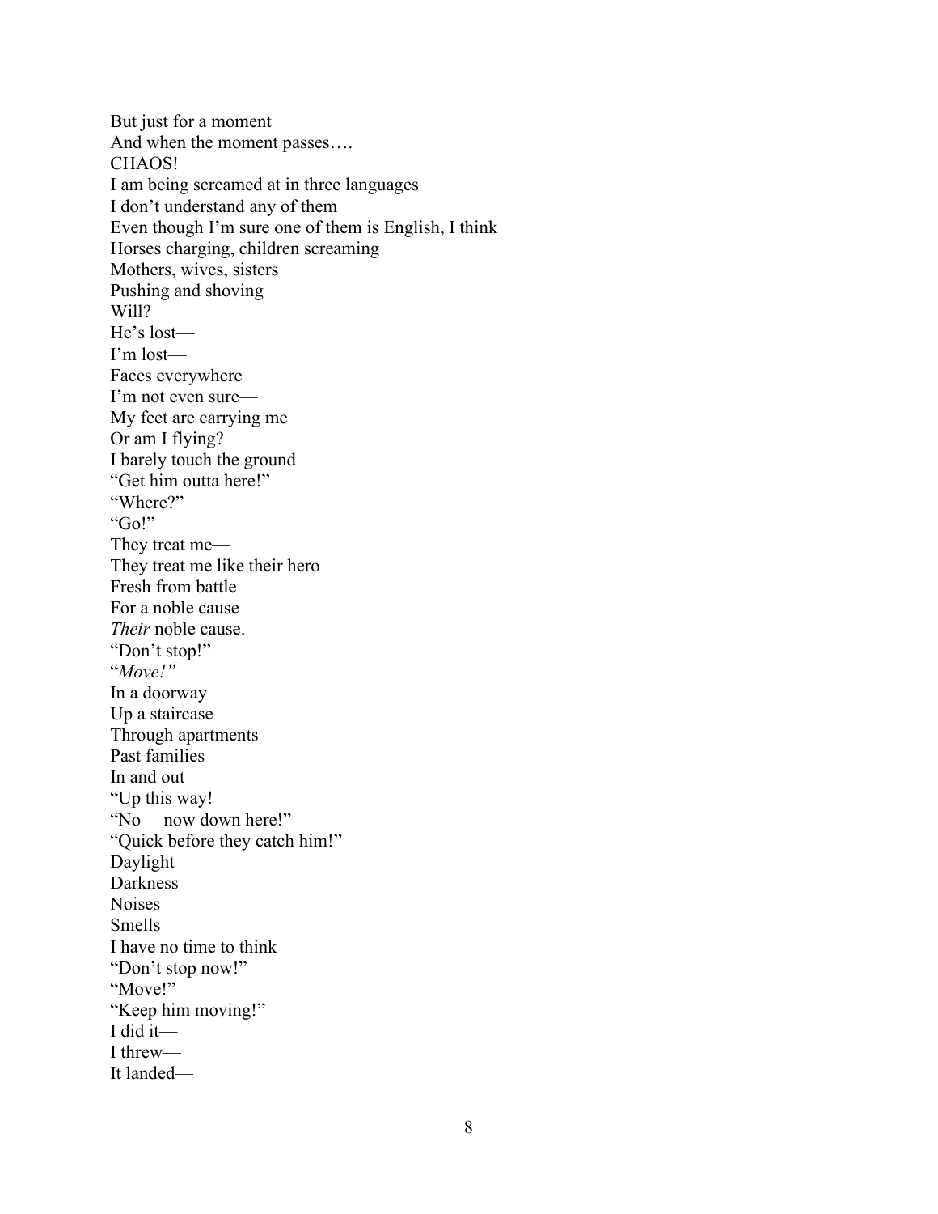But just for a moment  
And when the moment passes….  
CHAOS!  
I am being screamed at in three languages  
I don't understand any of them  
Even though I'm sure one of them is English, I think  
Horses charging, children screaming  
Mothers, wives, sisters  
Pushing and shoving  
Will?  
He's lost—  
I'm lost—  
Faces everywhere  
I'm not even sure—  
My feet are carrying me  
Or am I flying?  
I barely touch the ground  
"Get him outta here!"  
"Where?"  
"Go!"  
They treat me—  
They treat me like their hero—  
Fresh from battle—  
For a noble cause—  
*Their* noble cause.  
"Don't stop!"  
"*Move!"*  
In a doorway  
Up a staircase  
Through apartments  
Past families  
In and out  
"Up this way!  
"No— now down here!"  
"Quick before they catch him!"  
Daylight  
Darkness  
Noises  
Smells  
I have no time to think  
"Don't stop now!"  
"Move!"  
"Keep him moving!"  
I did it—  
I threw—  
It landed—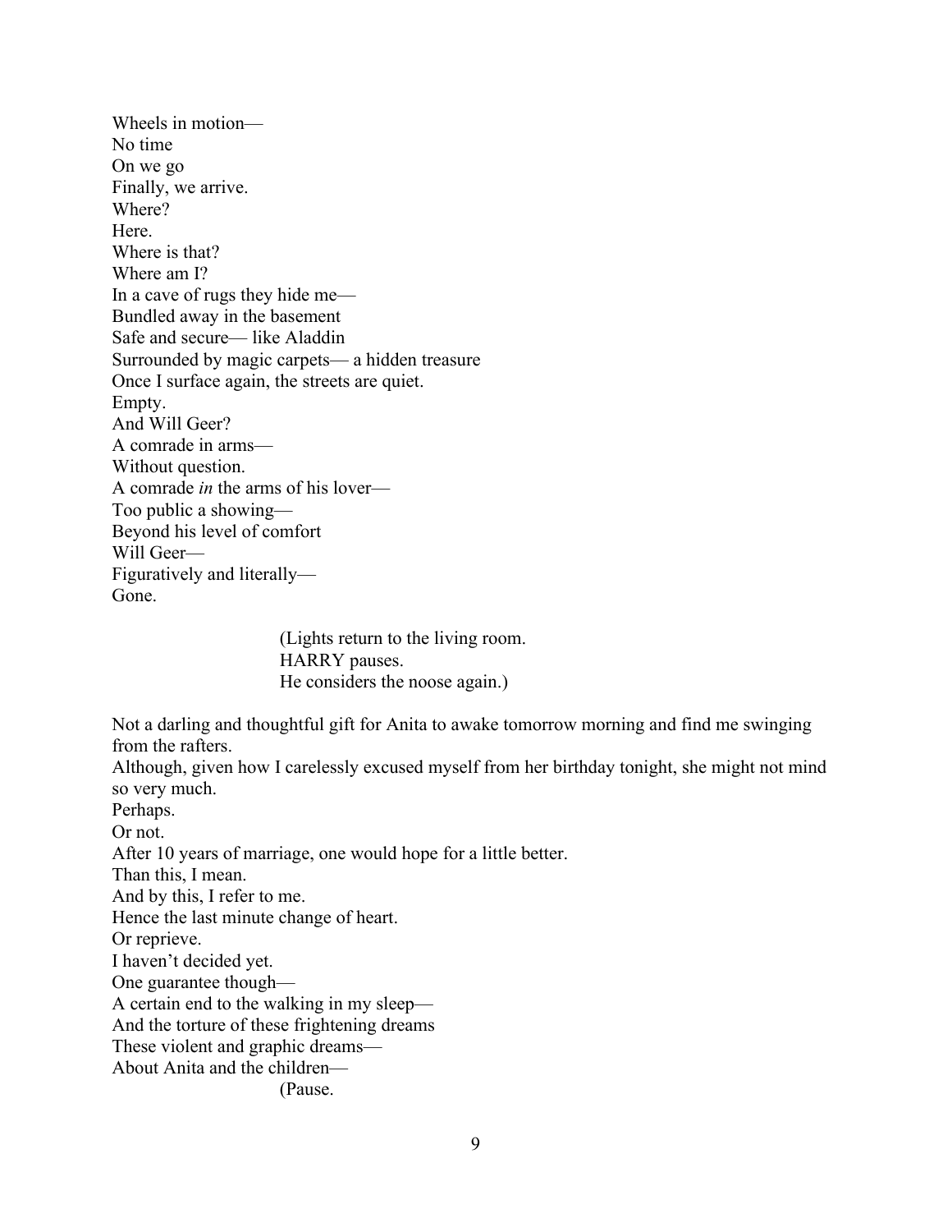Wheels in motion—
No time
On we go
Finally, we arrive.
Where?
Here.
Where is that?
Where am I?
In a cave of rugs they hide me—
Bundled away in the basement
Safe and secure— like Aladdin
Surrounded by magic carpets— a hidden treasure
Once I surface again, the streets are quiet.
Empty.
And Will Geer?
A comrade in arms—
Without question.
A comrade *in* the arms of his lover—
Too public a showing—
Beyond his level of comfort
Will Geer—
Figuratively and literally—
Gone.

(Lights return to the living room.
HARRY pauses.
He considers the noose again.)

Not a darling and thoughtful gift for Anita to awake tomorrow morning and find me swinging from the rafters.
Although, given how I carelessly excused myself from her birthday tonight, she might not mind so very much.
Perhaps.
Or not.
After 10 years of marriage, one would hope for a little better.
Than this, I mean.
And by this, I refer to me.
Hence the last minute change of heart.
Or reprieve.
I haven't decided yet.
One guarantee though—
A certain end to the walking in my sleep—
And the torture of these frightening dreams
These violent and graphic dreams—
About Anita and the children—

(Pause.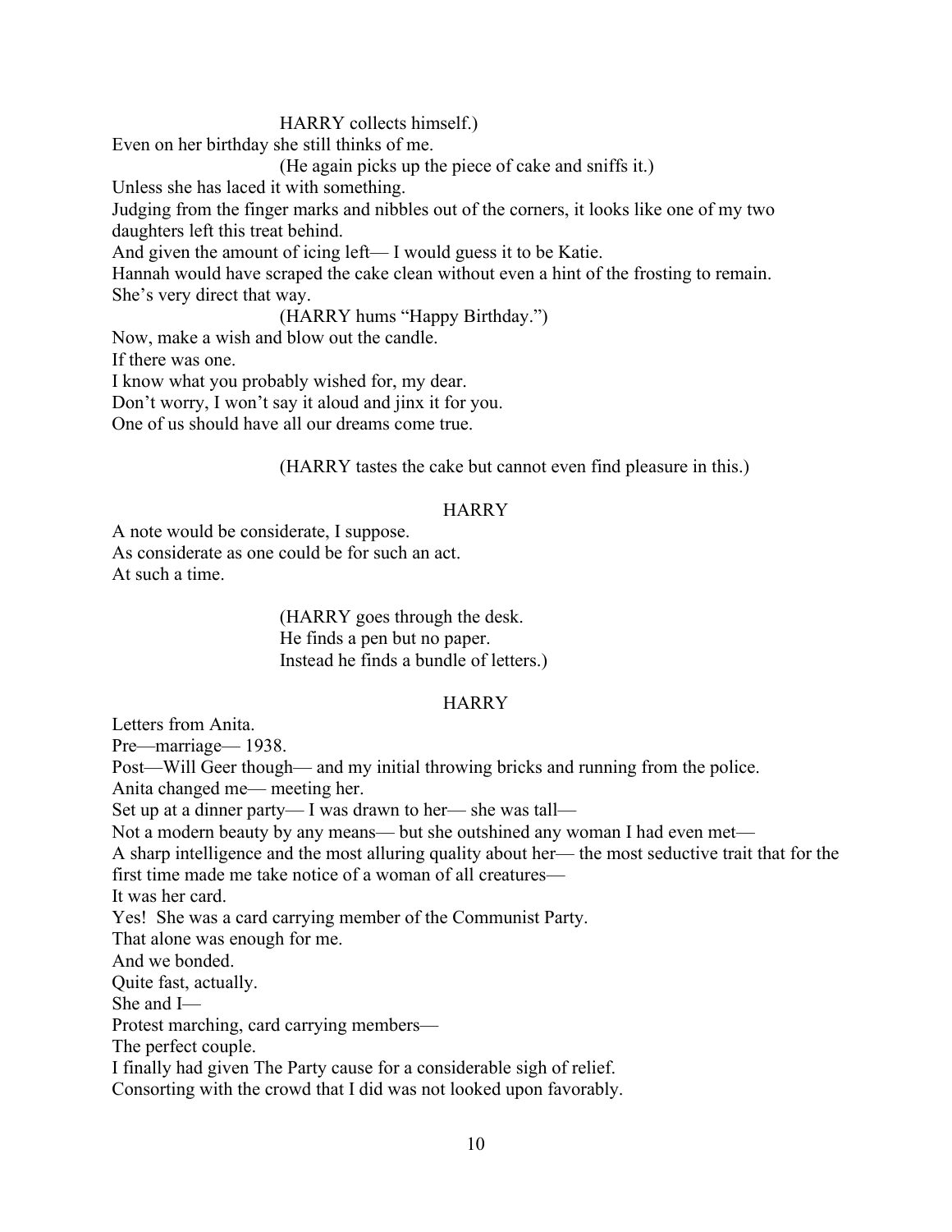HARRY collects himself.)

Even on her birthday she still thinks of me.

(He again picks up the piece of cake and sniffs it.)

Unless she has laced it with something.
Judging from the finger marks and nibbles out of the corners, it looks like one of my two daughters left this treat behind.
And given the amount of icing left— I would guess it to be Katie.
Hannah would have scraped the cake clean without even a hint of the frosting to remain.
She's very direct that way.

(HARRY hums "Happy Birthday.")

Now, make a wish and blow out the candle.
If there was one.
I know what you probably wished for, my dear.
Don't worry, I won't say it aloud and jinx it for you.
One of us should have all our dreams come true.

(HARRY tastes the cake but cannot even find pleasure in this.)

HARRY

A note would be considerate, I suppose.
As considerate as one could be for such an act.
At such a time.

(HARRY goes through the desk.
He finds a pen but no paper.
Instead he finds a bundle of letters.)

HARRY

Letters from Anita.
Pre—marriage— 1938.
Post—Will Geer though— and my initial throwing bricks and running from the police.
Anita changed me— meeting her.
Set up at a dinner party— I was drawn to her— she was tall—
Not a modern beauty by any means— but she outshined any woman I had even met—
A sharp intelligence and the most alluring quality about her— the most seductive trait that for the first time made me take notice of a woman of all creatures—
It was her card.
Yes! She was a card carrying member of the Communist Party.
That alone was enough for me.
And we bonded.
Quite fast, actually.
She and I—
Protest marching, card carrying members—
The perfect couple.
I finally had given The Party cause for a considerable sigh of relief.
Consorting with the crowd that I did was not looked upon favorably.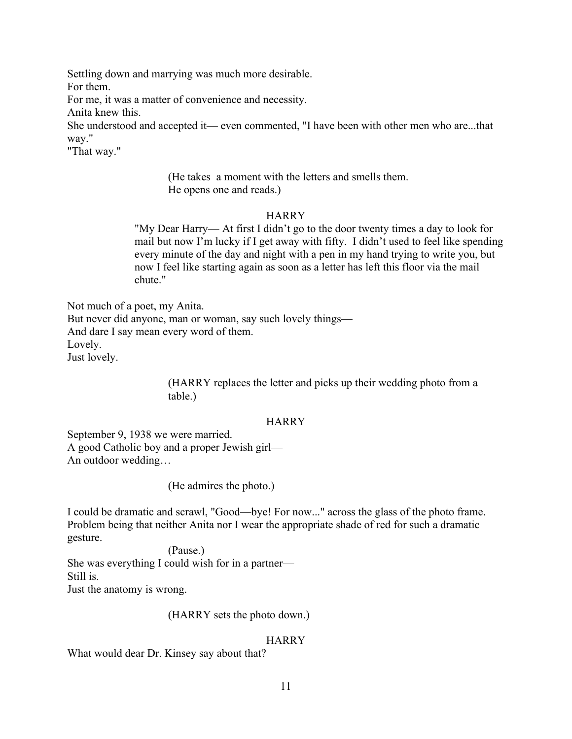Settling down and marrying was much more desirable.
For them.
For me, it was a matter of convenience and necessity.
Anita knew this.
She understood and accepted it— even commented, "I have been with other men who are...that way."
"That way."

(He takes a moment with the letters and smells them.
He opens one and reads.)

HARRY

"My Dear Harry— At first I didn't go to the door twenty times a day to look for mail but now I'm lucky if I get away with fifty. I didn't used to feel like spending every minute of the day and night with a pen in my hand trying to write you, but now I feel like starting again as soon as a letter has left this floor via the mail chute."

Not much of a poet, my Anita.
But never did anyone, man or woman, say such lovely things—
And dare I say mean every word of them.
Lovely.
Just lovely.

(HARRY replaces the letter and picks up their wedding photo from a table.)

HARRY

September 9, 1938 we were married.
A good Catholic boy and a proper Jewish girl—
An outdoor wedding…

(He admires the photo.)

I could be dramatic and scrawl, "Good—bye! For now..." across the glass of the photo frame. Problem being that neither Anita nor I wear the appropriate shade of red for such a dramatic gesture.

(Pause.)

She was everything I could wish for in a partner—
Still is.
Just the anatomy is wrong.

(HARRY sets the photo down.)

HARRY

What would dear Dr. Kinsey say about that?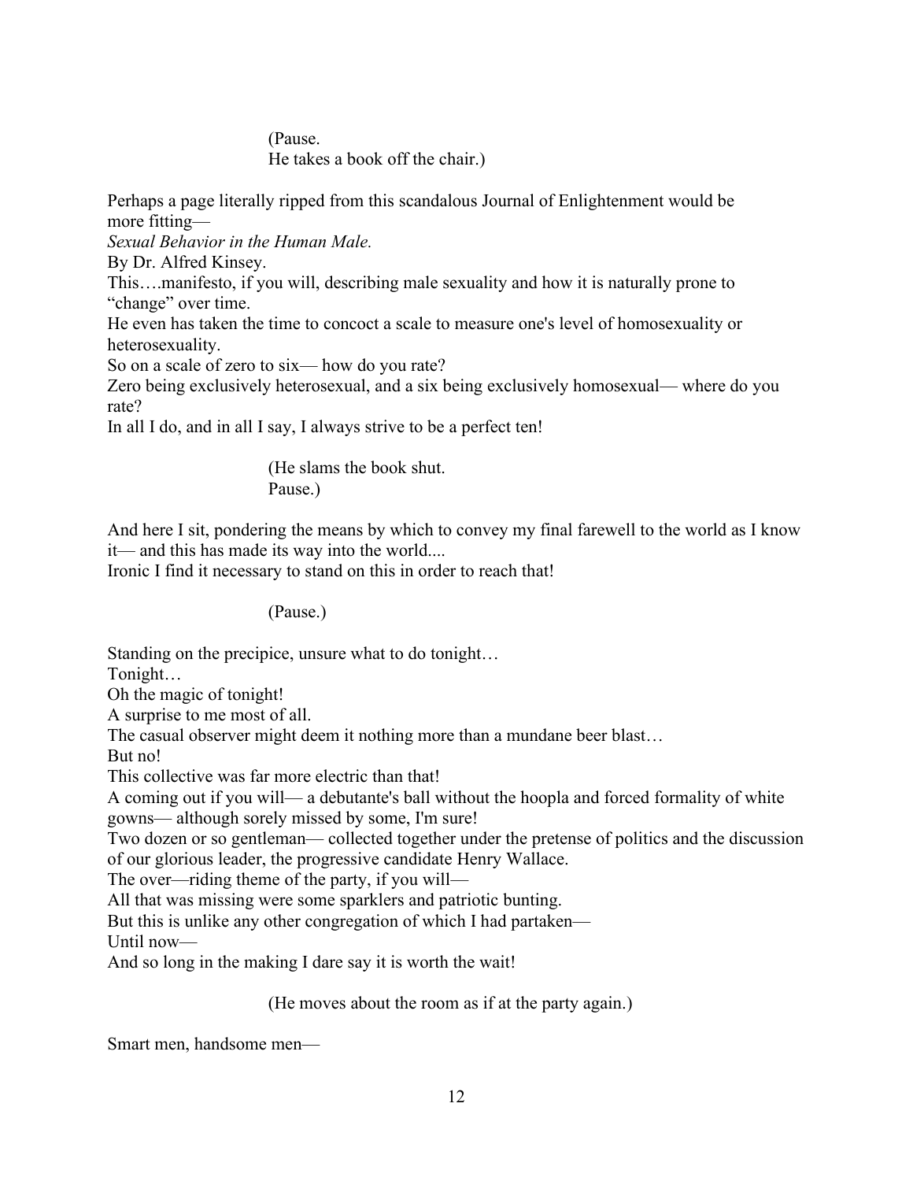(Pause.
He takes a book off the chair.)

Perhaps a page literally ripped from this scandalous Journal of Enlightenment would be more fitting—
*Sexual Behavior in the Human Male.*
By Dr. Alfred Kinsey.
This….manifesto, if you will, describing male sexuality and how it is naturally prone to "change" over time.
He even has taken the time to concoct a scale to measure one's level of homosexuality or heterosexuality.
So on a scale of zero to six— how do you rate?
Zero being exclusively heterosexual, and a six being exclusively homosexual— where do you rate?
In all I do, and in all I say, I always strive to be a perfect ten!

(He slams the book shut.
Pause.)

And here I sit, pondering the means by which to convey my final farewell to the world as I know it— and this has made its way into the world....
Ironic I find it necessary to stand on this in order to reach that!

(Pause.)

Standing on the precipice, unsure what to do tonight…
Tonight…
Oh the magic of tonight!
A surprise to me most of all.
The casual observer might deem it nothing more than a mundane beer blast…
But no!
This collective was far more electric than that!
A coming out if you will— a debutante's ball without the hoopla and forced formality of white gowns— although sorely missed by some, I'm sure!
Two dozen or so gentleman— collected together under the pretense of politics and the discussion of our glorious leader, the progressive candidate Henry Wallace.
The over—riding theme of the party, if you will—
All that was missing were some sparklers and patriotic bunting.
But this is unlike any other congregation of which I had partaken—
Until now—
And so long in the making I dare say it is worth the wait!

(He moves about the room as if at the party again.)

Smart men, handsome men—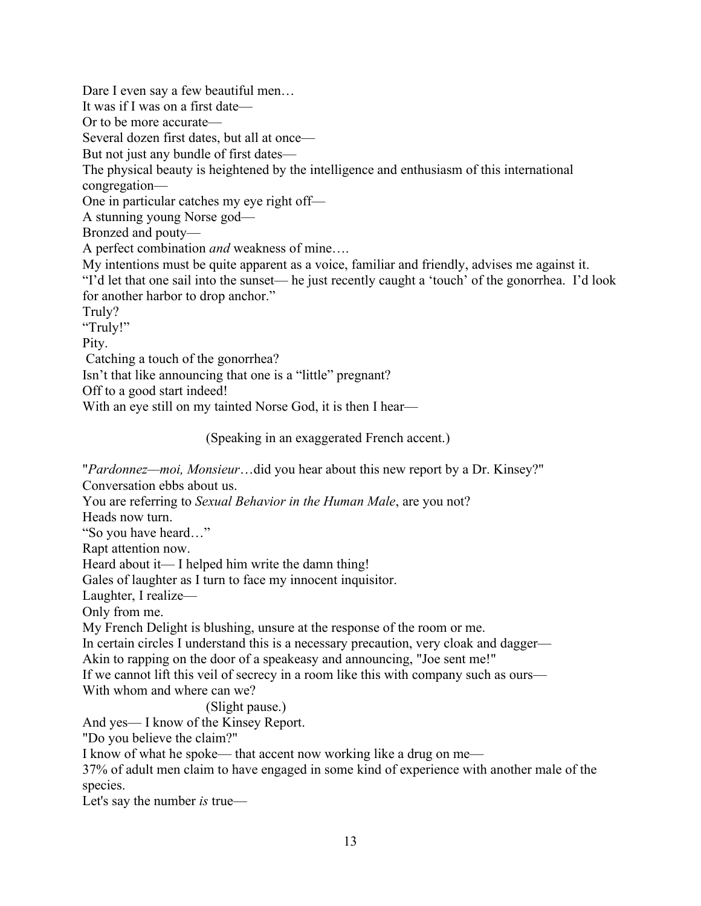Dare I even say a few beautiful men…
It was if I was on a first date—
Or to be more accurate—
Several dozen first dates, but all at once—
But not just any bundle of first dates—
The physical beauty is heightened by the intelligence and enthusiasm of this international congregation—
One in particular catches my eye right off—
A stunning young Norse god—
Bronzed and pouty—
A perfect combination *and* weakness of mine….
My intentions must be quite apparent as a voice, familiar and friendly, advises me against it.
"I'd let that one sail into the sunset— he just recently caught a 'touch' of the gonorrhea. I'd look for another harbor to drop anchor."
Truly?
"Truly!"
Pity.
Catching a touch of the gonorrhea?
Isn't that like announcing that one is a "little" pregnant?
Off to a good start indeed!
With an eye still on my tainted Norse God, it is then I hear—

(Speaking in an exaggerated French accent.)

"*Pardonnez—moi, Monsieur*…did you hear about this new report by a Dr. Kinsey?"
Conversation ebbs about us.
You are referring to *Sexual Behavior in the Human Male*, are you not?
Heads now turn.
"So you have heard…"
Rapt attention now.
Heard about it— I helped him write the damn thing!
Gales of laughter as I turn to face my innocent inquisitor.
Laughter, I realize—
Only from me.
My French Delight is blushing, unsure at the response of the room or me.
In certain circles I understand this is a necessary precaution, very cloak and dagger—
Akin to rapping on the door of a speakeasy and announcing, "Joe sent me!"
If we cannot lift this veil of secrecy in a room like this with company such as ours—
With whom and where can we?

(Slight pause.)

And yes— I know of the Kinsey Report.
"Do you believe the claim?"
I know of what he spoke— that accent now working like a drug on me—
37% of adult men claim to have engaged in some kind of experience with another male of the species.
Let's say the number *is* true—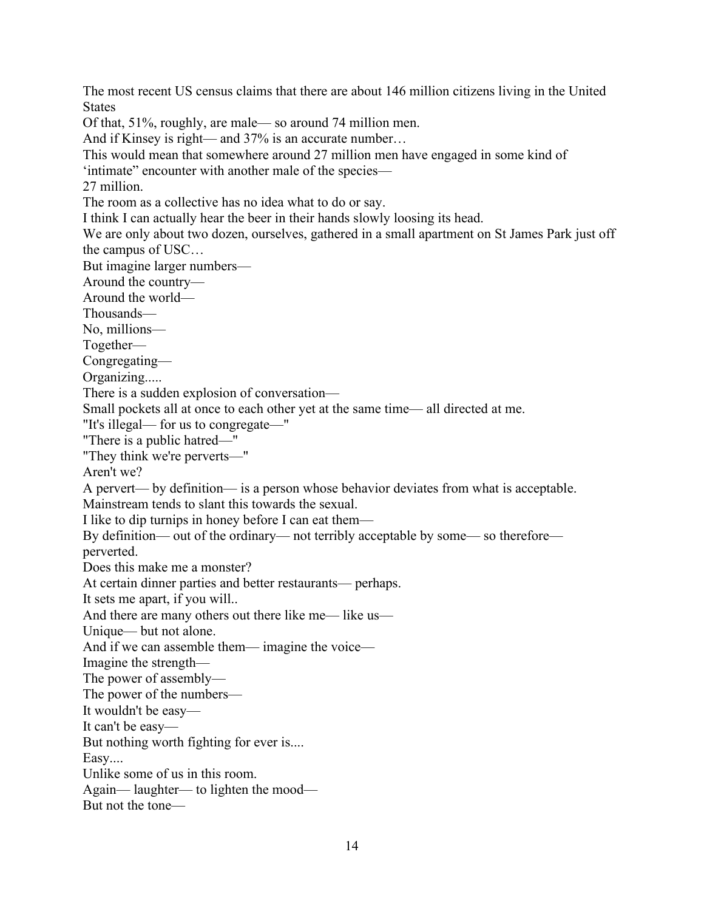The most recent US census claims that there are about 146 million citizens living in the United States

Of that, 51%, roughly, are male— so around 74 million men.

And if Kinsey is right— and 37% is an accurate number…

This would mean that somewhere around 27 million men have engaged in some kind of 'intimate" encounter with another male of the species—

27 million.

The room as a collective has no idea what to do or say.

I think I can actually hear the beer in their hands slowly loosing its head.

We are only about two dozen, ourselves, gathered in a small apartment on St James Park just off the campus of USC…

But imagine larger numbers—

Around the country—

Around the world—

Thousands—

No, millions—

Together—

Congregating—

Organizing.....

There is a sudden explosion of conversation—

Small pockets all at once to each other yet at the same time— all directed at me.

"It's illegal— for us to congregate—"

"There is a public hatred—"

"They think we're perverts—"

Aren't we?

A pervert— by definition— is a person whose behavior deviates from what is acceptable.

Mainstream tends to slant this towards the sexual.

I like to dip turnips in honey before I can eat them—

By definition— out of the ordinary— not terribly acceptable by some— so therefore— perverted.

Does this make me a monster?

At certain dinner parties and better restaurants— perhaps.

It sets me apart, if you will..

And there are many others out there like me— like us—

Unique— but not alone.

And if we can assemble them— imagine the voice—

Imagine the strength—

The power of assembly—

The power of the numbers—

It wouldn't be easy—

It can't be easy—

But nothing worth fighting for ever is....

Easy....

Unlike some of us in this room.

Again— laughter— to lighten the mood—

But not the tone—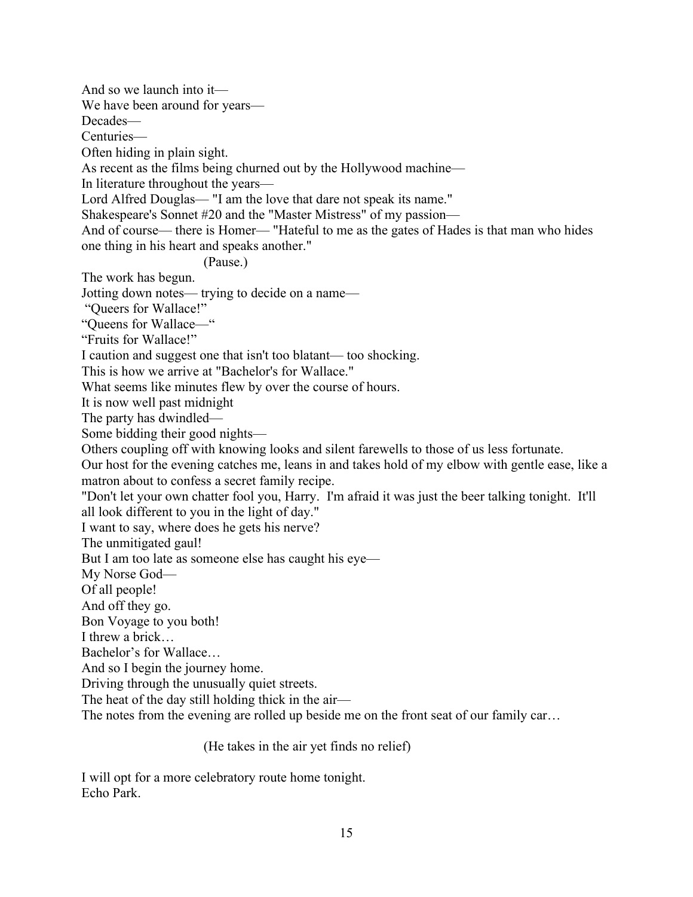And so we launch into it—
We have been around for years—
Decades—
Centuries—
Often hiding in plain sight.
As recent as the films being churned out by the Hollywood machine—
In literature throughout the years—
Lord Alfred Douglas— "I am the love that dare not speak its name."
Shakespeare's Sonnet #20 and the "Master Mistress" of my passion—
And of course— there is Homer— "Hateful to me as the gates of Hades is that man who hides one thing in his heart and speaks another."

(Pause.)

The work has begun.
Jotting down notes— trying to decide on a name—
"Queers for Wallace!"
"Queens for Wallace—"
"Fruits for Wallace!"
I caution and suggest one that isn't too blatant— too shocking.
This is how we arrive at "Bachelor's for Wallace."
What seems like minutes flew by over the course of hours.
It is now well past midnight
The party has dwindled—
Some bidding their good nights—
Others coupling off with knowing looks and silent farewells to those of us less fortunate.
Our host for the evening catches me, leans in and takes hold of my elbow with gentle ease, like a matron about to confess a secret family recipe.
"Don't let your own chatter fool you, Harry. I'm afraid it was just the beer talking tonight. It'll all look different to you in the light of day."
I want to say, where does he gets his nerve?
The unmitigated gaul!
But I am too late as someone else has caught his eye—
My Norse God—
Of all people!
And off they go.
Bon Voyage to you both!
I threw a brick…
Bachelor's for Wallace…
And so I begin the journey home.
Driving through the unusually quiet streets.
The heat of the day still holding thick in the air—
The notes from the evening are rolled up beside me on the front seat of our family car…

(He takes in the air yet finds no relief)

I will opt for a more celebratory route home tonight.
Echo Park.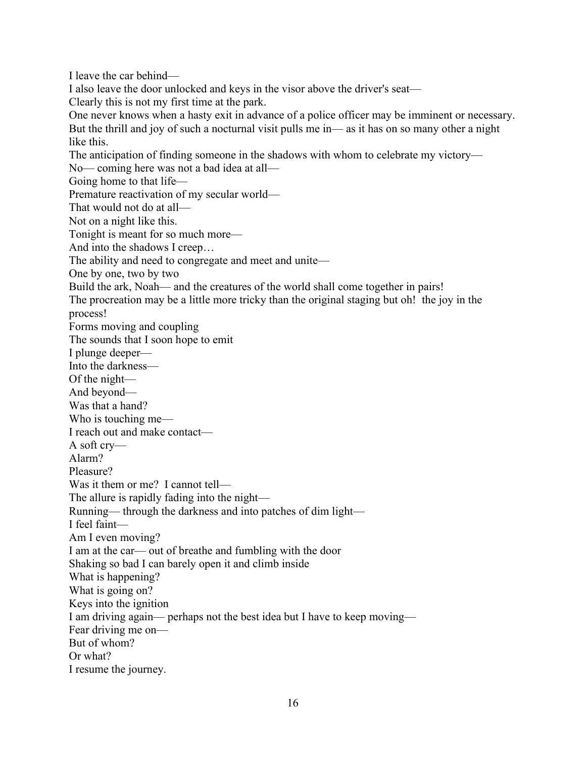I leave the car behind—
I also leave the door unlocked and keys in the visor above the driver's seat—
Clearly this is not my first time at the park.
One never knows when a hasty exit in advance of a police officer may be imminent or necessary.
But the thrill and joy of such a nocturnal visit pulls me in— as it has on so many other a night like this.
The anticipation of finding someone in the shadows with whom to celebrate my victory—
No— coming here was not a bad idea at all—
Going home to that life—
Premature reactivation of my secular world—
That would not do at all—
Not on a night like this.
Tonight is meant for so much more—
And into the shadows I creep…
The ability and need to congregate and meet and unite—
One by one, two by two
Build the ark, Noah— and the creatures of the world shall come together in pairs!
The procreation may be a little more tricky than the original staging but oh! the joy in the process!
Forms moving and coupling
The sounds that I soon hope to emit
I plunge deeper—
Into the darkness—
Of the night—
And beyond—
Was that a hand?
Who is touching me—
I reach out and make contact—
A soft cry—
Alarm?
Pleasure?
Was it them or me? I cannot tell—
The allure is rapidly fading into the night—
Running— through the darkness and into patches of dim light—
I feel faint—
Am I even moving?
I am at the car— out of breathe and fumbling with the door
Shaking so bad I can barely open it and climb inside
What is happening?
What is going on?
Keys into the ignition
I am driving again— perhaps not the best idea but I have to keep moving—
Fear driving me on—
But of whom?
Or what?
I resume the journey.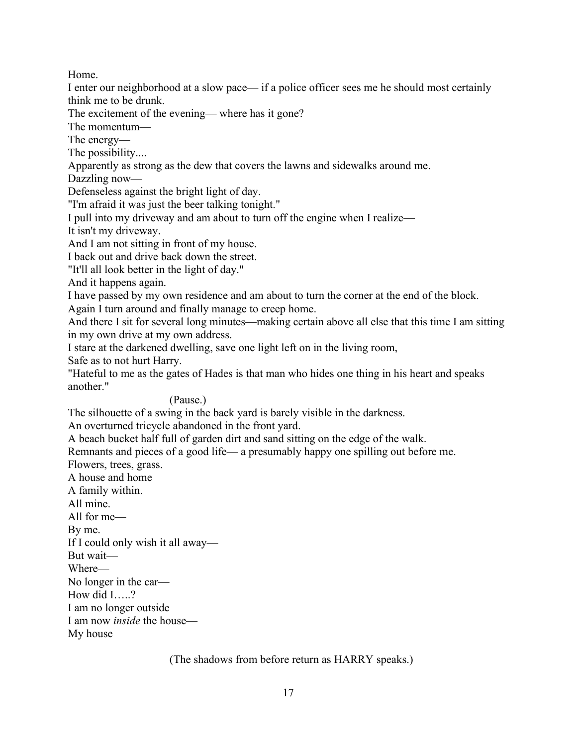Home.

I enter our neighborhood at a slow pace— if a police officer sees me he should most certainly think me to be drunk.

The excitement of the evening— where has it gone?

The momentum—

The energy—

The possibility....

Apparently as strong as the dew that covers the lawns and sidewalks around me.

Dazzling now—

Defenseless against the bright light of day.

"I'm afraid it was just the beer talking tonight."

I pull into my driveway and am about to turn off the engine when I realize—

It isn't my driveway.

And I am not sitting in front of my house.

I back out and drive back down the street.

"It'll all look better in the light of day."

And it happens again.

I have passed by my own residence and am about to turn the corner at the end of the block.

Again I turn around and finally manage to creep home.

And there I sit for several long minutes—making certain above all else that this time I am sitting in my own drive at my own address.

I stare at the darkened dwelling, save one light left on in the living room,

Safe as to not hurt Harry.

"Hateful to me as the gates of Hades is that man who hides one thing in his heart and speaks another."

(Pause.)

The silhouette of a swing in the back yard is barely visible in the darkness.

An overturned tricycle abandoned in the front yard.

A beach bucket half full of garden dirt and sand sitting on the edge of the walk.

Remnants and pieces of a good life— a presumably happy one spilling out before me.

Flowers, trees, grass.

A house and home

A family within.

All mine.

All for me—

By me.

If I could only wish it all away—

But wait—

Where—

No longer in the car—

How did I…..?

I am no longer outside

I am now *inside* the house—

My house

(The shadows from before return as HARRY speaks.)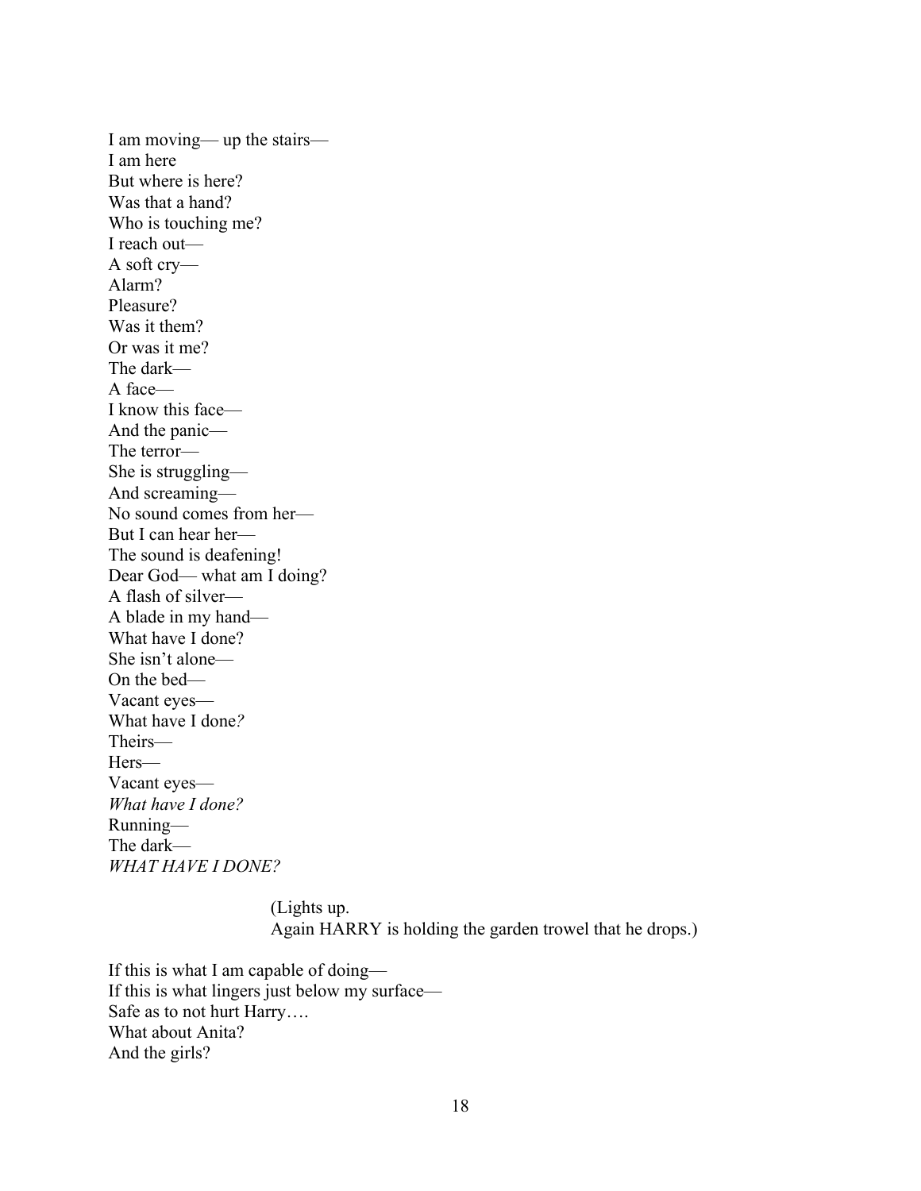I am moving— up the stairs—  
I am here  
But where is here?  
Was that a hand?  
Who is touching me?  
I reach out—  
A soft cry—  
Alarm?  
Pleasure?  
Was it them?  
Or was it me?  
The dark—  
A face—  
I know this face—  
And the panic—  
The terror—  
She is struggling—  
And screaming—  
No sound comes from her—  
But I can hear her—  
The sound is deafening!  
Dear God— what am I doing?  
A flash of silver—  
A blade in my hand—  
What have I done?  
She isn't alone—  
On the bed—  
Vacant eyes—  
What have I done*?*  
Theirs—  
Hers—  
Vacant eyes—  
*What have I done?*  
Running—  
The dark—  
*WHAT HAVE I DONE?*

(Lights up.  
Again HARRY is holding the garden trowel that he drops.)

If this is what I am capable of doing—  
If this is what lingers just below my surface—  
Safe as to not hurt Harry….  
What about Anita?  
And the girls?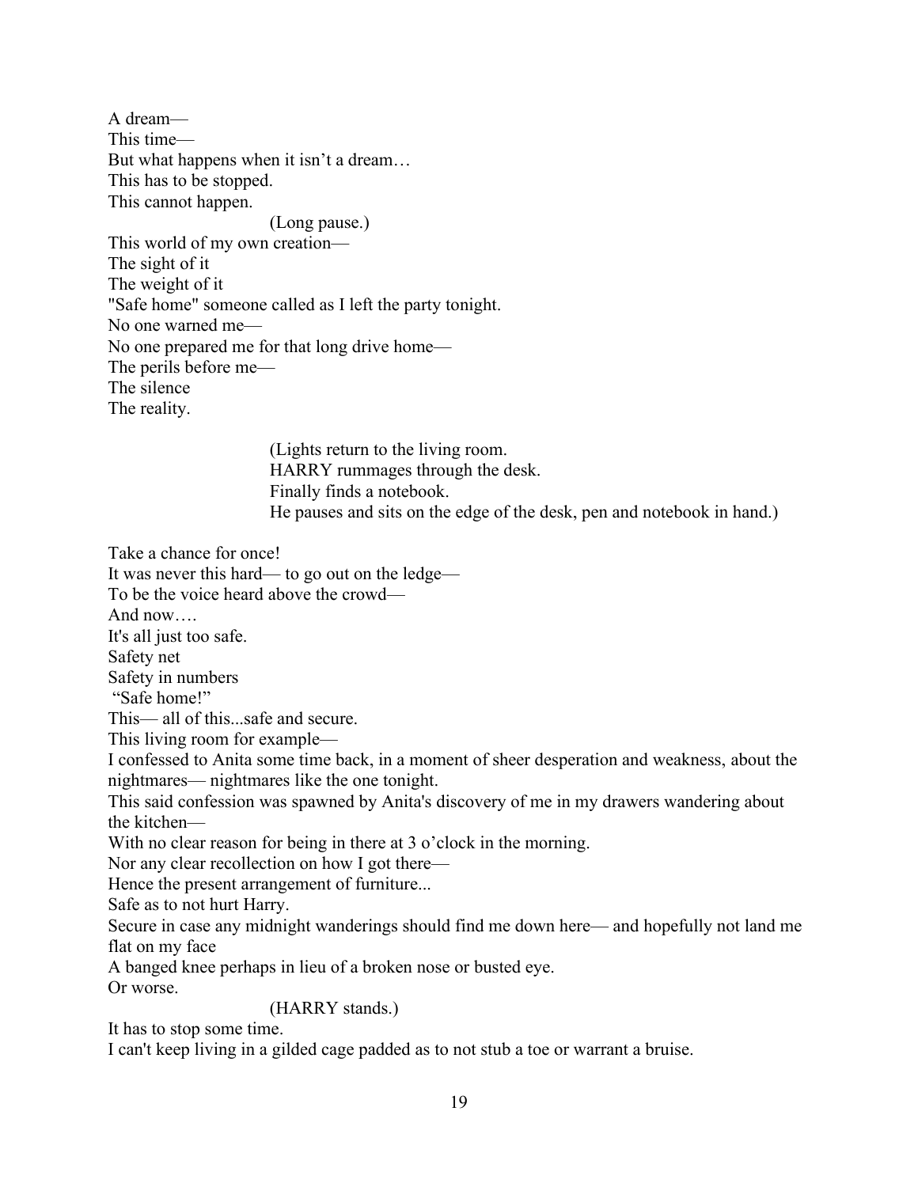A dream—  
This time—  
But what happens when it isn't a dream…  
This has to be stopped.  
This cannot happen.

(Long pause.)

This world of my own creation—  
The sight of it  
The weight of it  
"Safe home" someone called as I left the party tonight.  
No one warned me—  
No one prepared me for that long drive home—  
The perils before me—  
The silence  
The reality.

(Lights return to the living room.  
HARRY rummages through the desk.  
Finally finds a notebook.  
He pauses and sits on the edge of the desk, pen and notebook in hand.)

Take a chance for once!  
It was never this hard— to go out on the ledge—  
To be the voice heard above the crowd—  
And now….  
It's all just too safe.  
Safety net  
Safety in numbers  
"Safe home!"  
This— all of this...safe and secure.  
This living room for example—  
I confessed to Anita some time back, in a moment of sheer desperation and weakness, about the nightmares— nightmares like the one tonight.  
This said confession was spawned by Anita's discovery of me in my drawers wandering about the kitchen—  
With no clear reason for being in there at 3 o'clock in the morning.  
Nor any clear recollection on how I got there—  
Hence the present arrangement of furniture...  
Safe as to not hurt Harry.  
Secure in case any midnight wanderings should find me down here— and hopefully not land me flat on my face  
A banged knee perhaps in lieu of a broken nose or busted eye.  
Or worse.

(HARRY stands.)

It has to stop some time.  
I can't keep living in a gilded cage padded as to not stub a toe or warrant a bruise.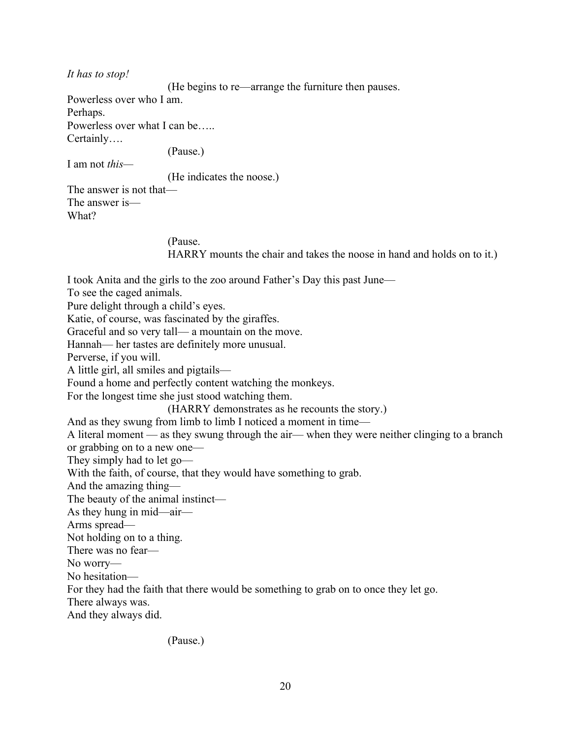*It has to stop!*

(He begins to re—arrange the furniture then pauses.

Powerless over who I am.
Perhaps.
Powerless over what I can be…..
Certainly….

(Pause.)

I am not *this*—

(He indicates the noose.)

The answer is not that—
The answer is—
What?

(Pause.
HARRY mounts the chair and takes the noose in hand and holds on to it.)

I took Anita and the girls to the zoo around Father's Day this past June—
To see the caged animals.
Pure delight through a child's eyes.
Katie, of course, was fascinated by the giraffes.
Graceful and so very tall— a mountain on the move.
Hannah— her tastes are definitely more unusual.
Perverse, if you will.
A little girl, all smiles and pigtails—
Found a home and perfectly content watching the monkeys.
For the longest time she just stood watching them.

(HARRY demonstrates as he recounts the story.)

And as they swung from limb to limb I noticed a moment in time—
A literal moment — as they swung through the air— when they were neither clinging to a branch or grabbing on to a new one—
They simply had to let go—
With the faith, of course, that they would have something to grab.
And the amazing thing—
The beauty of the animal instinct—
As they hung in mid—air—
Arms spread—
Not holding on to a thing.
There was no fear—
No worry—
No hesitation—
For they had the faith that there would be something to grab on to once they let go.
There always was.
And they always did.

(Pause.)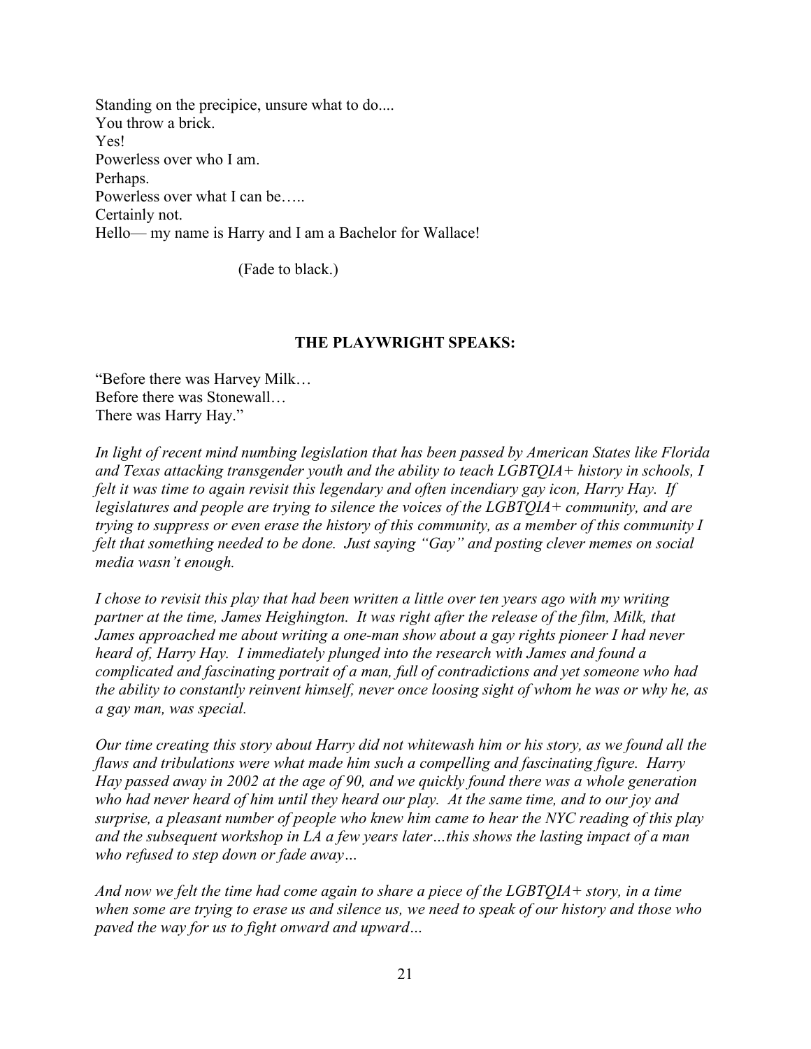Standing on the precipice, unsure what to do....
You throw a brick.
Yes!
Powerless over who I am.
Perhaps.
Powerless over what I can be…..
Certainly not.
Hello— my name is Harry and I am a Bachelor for Wallace!

(Fade to black.)

**THE PLAYWRIGHT SPEAKS:**

"Before there was Harvey Milk…
Before there was Stonewall…
There was Harry Hay."

*In light of recent mind numbing legislation that has been passed by American States like Florida and Texas attacking transgender youth and the ability to teach LGBTQIA+ history in schools, I felt it was time to again revisit this legendary and often incendiary gay icon, Harry Hay. If legislatures and people are trying to silence the voices of the LGBTQIA+ community, and are trying to suppress or even erase the history of this community, as a member of this community I felt that something needed to be done. Just saying "Gay" and posting clever memes on social media wasn't enough.*

*I chose to revisit this play that had been written a little over ten years ago with my writing partner at the time, James Heighington. It was right after the release of the film, Milk, that James approached me about writing a one-man show about a gay rights pioneer I had never heard of, Harry Hay. I immediately plunged into the research with James and found a complicated and fascinating portrait of a man, full of contradictions and yet someone who had the ability to constantly reinvent himself, never once loosing sight of whom he was or why he, as a gay man, was special.*

*Our time creating this story about Harry did not whitewash him or his story, as we found all the flaws and tribulations were what made him such a compelling and fascinating figure. Harry Hay passed away in 2002 at the age of 90, and we quickly found there was a whole generation who had never heard of him until they heard our play. At the same time, and to our joy and surprise, a pleasant number of people who knew him came to hear the NYC reading of this play and the subsequent workshop in LA a few years later…this shows the lasting impact of a man who refused to step down or fade away…*

*And now we felt the time had come again to share a piece of the LGBTQIA+ story, in a time when some are trying to erase us and silence us, we need to speak of our history and those who paved the way for us to fight onward and upward…*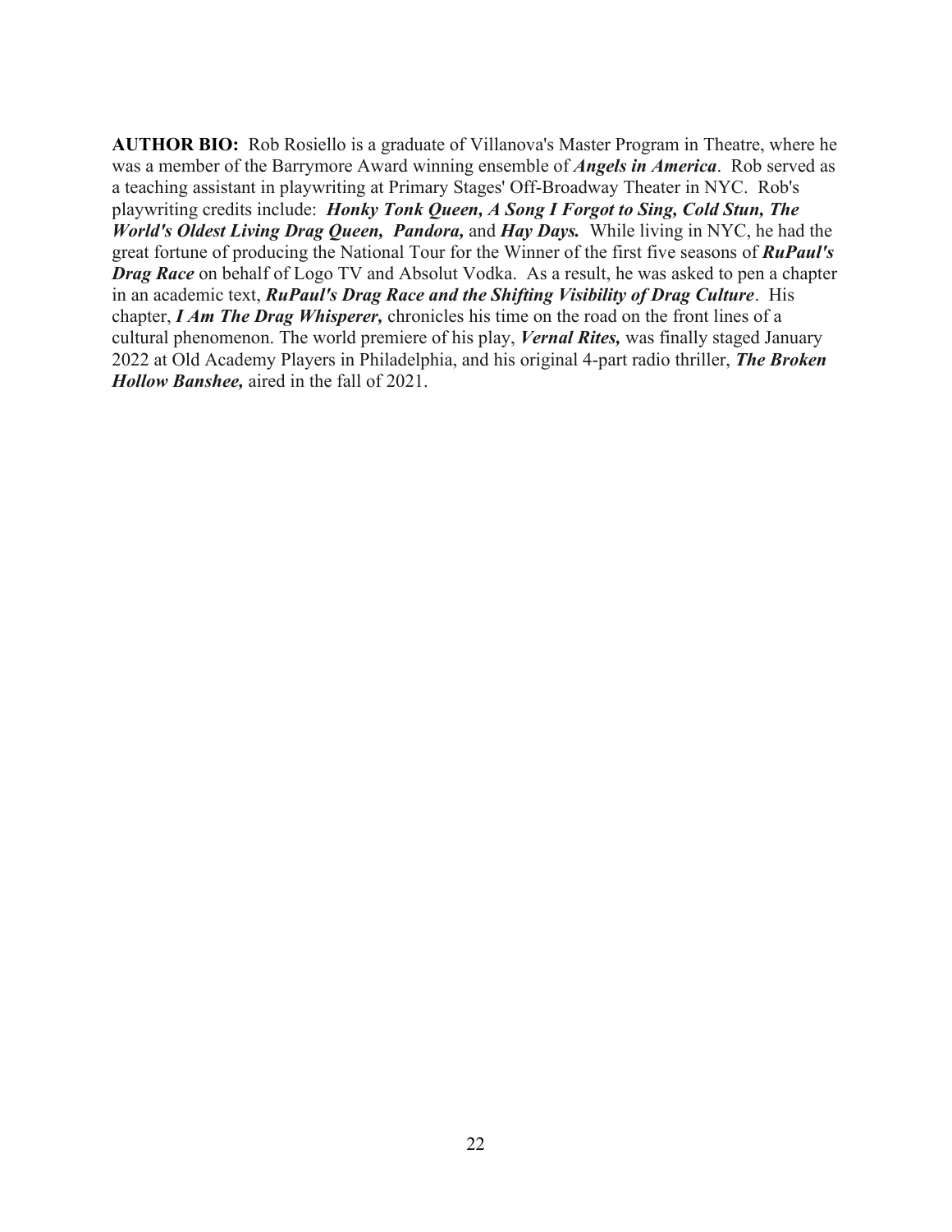**AUTHOR BIO:** Rob Rosiello is a graduate of Villanova's Master Program in Theatre, where he was a member of the Barrymore Award winning ensemble of ***Angels in America***. Rob served as a teaching assistant in playwriting at Primary Stages' Off-Broadway Theater in NYC. Rob's playwriting credits include: ***Honky Tonk Queen, A Song I Forgot to Sing, Cold Stun, The World's Oldest Living Drag Queen, Pandora,*** and ***Hay Days.*** While living in NYC, he had the great fortune of producing the National Tour for the Winner of the first five seasons of ***RuPaul's Drag Race*** on behalf of Logo TV and Absolut Vodka. As a result, he was asked to pen a chapter in an academic text, ***RuPaul's Drag Race and the Shifting Visibility of Drag Culture***. His chapter, ***I Am The Drag Whisperer,*** chronicles his time on the road on the front lines of a cultural phenomenon. The world premiere of his play, ***Vernal Rites,*** was finally staged January 2022 at Old Academy Players in Philadelphia, and his original 4-part radio thriller, ***The Broken Hollow Banshee,*** aired in the fall of 2021.